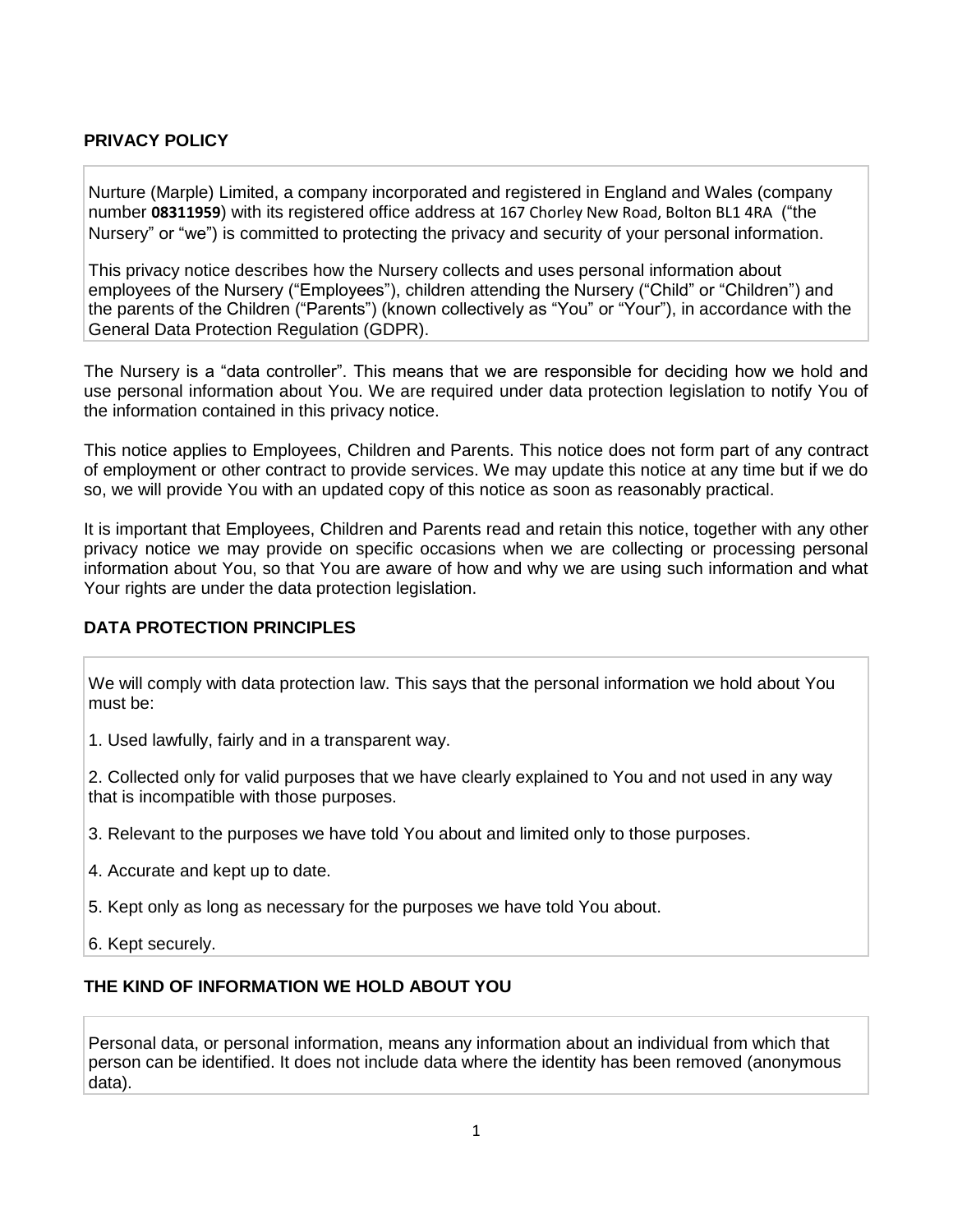## PRIVACY POLICY

Nurture (Marple) Limited, a company incorporated and registered in England and Wales (company number **08311959**) with its registered office address at 167 Chorley New Road, Bolton BL1 4RA ("the Nursery" or "we") is committed to protecting the privacy and security of your personal information.

This privacy notice describes how the Nursery collects and uses personal information about employees of the Nursery ("Employees"), children attending the Nursery ("Child" or "Children") and the parents of the Children ("Parents") (known collectively as "You" or "Your"), in accordance with the General Data Protection Regulation (GDPR).

The Nursery is a "data controller". This means that we are responsible for deciding how we hold and use personal information about You. We are required under data protection legislation to notify You of the information contained in this privacy notice.

This notice applies to Employees, Children and Parents. This notice does not form part of any contract of employment or other contract to provide services. We may update this notice at any time but if we do so, we will provide You with an updated copy of this notice as soon as reasonably practical.

It is important that Employees, Children and Parents read and retain this notice, together with any other privacy notice we may provide on specific occasions when we are collecting or processing personal information about You, so that You are aware of how and why we are using such information and what Your rights are under the data protection legislation.

## DATA PROTECTION PRINCIPLES

We will comply with data protection law. This says that the personal information we hold about You must be:

1. Used lawfully, fairly and in a transparent way.

2. Collected only for valid purposes that we have clearly explained to You and not used in any way that is incompatible with those purposes.

3. Relevant to the purposes we have told You about and limited only to those purposes.

4. Accurate and kept up to date.

5. Kept only as long as necessary for the purposes we have told You about.

6. Kept securely.

## THE KIND OF INFORMATION WE HOLD ABOUT YOU

Personal data, or personal information, means any information about an individual from which that person can be identified. It does not include data where the identity has been removed (anonymous data).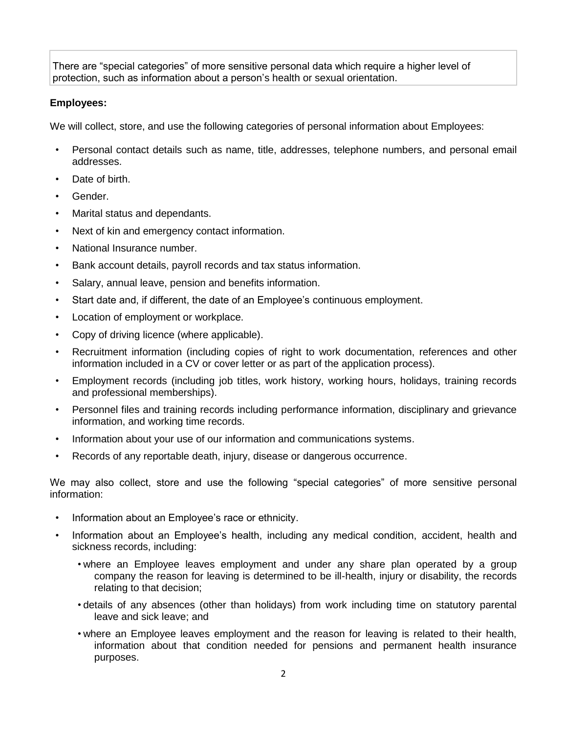> There are "special categories" of more sensitive personal data which require a higher level of protection, such as information about a person's health or sexual orientation.

**Employees:**

We will collect, store, and use the following categories of personal information about Employees:

- Personal contact details such as name, title, addresses, telephone numbers, and personal email addresses.
- Date of birth.
- Gender.
- Marital status and dependants.
- Next of kin and emergency contact information.
- National Insurance number.
- Bank account details, payroll records and tax status information.
- Salary, annual leave, pension and benefits information.
- Start date and, if different, the date of an Employee's continuous employment.
- Location of employment or workplace.
- Copy of driving licence (where applicable).
- Recruitment information (including copies of right to work documentation, references and other information included in a CV or cover letter or as part of the application process).
- Employment records (including job titles, work history, working hours, holidays, training records and professional memberships).
- Personnel files and training records including performance information, disciplinary and grievance information, and working time records.
- Information about your use of our information and communications systems.
- Records of any reportable death, injury, disease or dangerous occurrence.

We may also collect, store and use the following "special categories" of more sensitive personal information:

- Information about an Employee's race or ethnicity.
- Information about an Employee's health, including any medical condition, accident, health and sickness records, including:
  - where an Employee leaves employment and under any share plan operated by a group company the reason for leaving is determined to be ill-health, injury or disability, the records relating to that decision;
  - details of any absences (other than holidays) from work including time on statutory parental leave and sick leave; and
  - where an Employee leaves employment and the reason for leaving is related to their health, information about that condition needed for pensions and permanent health insurance purposes.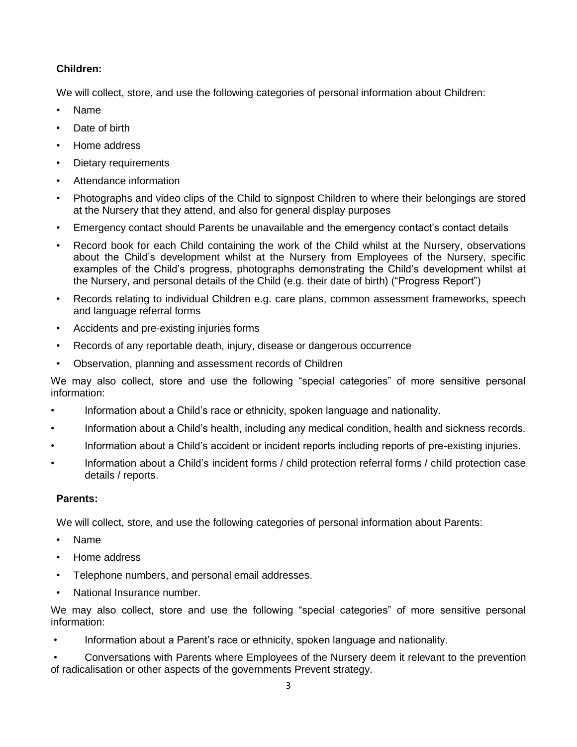**Children:**

We will collect, store, and use the following categories of personal information about Children:

- Name
- Date of birth
- Home address
- Dietary requirements
- Attendance information
- Photographs and video clips of the Child to signpost Children to where their belongings are stored at the Nursery that they attend, and also for general display purposes
- Emergency contact should Parents be unavailable and the emergency contact's contact details
- Record book for each Child containing the work of the Child whilst at the Nursery, observations about the Child's development whilst at the Nursery from Employees of the Nursery, specific examples of the Child's progress, photographs demonstrating the Child's development whilst at the Nursery, and personal details of the Child (e.g. their date of birth) ("Progress Report")
- Records relating to individual Children e.g. care plans, common assessment frameworks, speech and language referral forms
- Accidents and pre-existing injuries forms
- Records of any reportable death, injury, disease or dangerous occurrence
- Observation, planning and assessment records of Children

We may also collect, store and use the following "special categories" of more sensitive personal information:

- Information about a Child's race or ethnicity, spoken language and nationality.
- Information about a Child's health, including any medical condition, health and sickness records.
- Information about a Child's accident or incident reports including reports of pre-existing injuries.
- Information about a Child's incident forms / child protection referral forms / child protection case details / reports.

**Parents:**

We will collect, store, and use the following categories of personal information about Parents:

- Name
- Home address
- Telephone numbers, and personal email addresses.
- National Insurance number.

We may also collect, store and use the following "special categories" of more sensitive personal information:

- Information about a Parent's race or ethnicity, spoken language and nationality.
- Conversations with Parents where Employees of the Nursery deem it relevant to the prevention of radicalisation or other aspects of the governments Prevent strategy.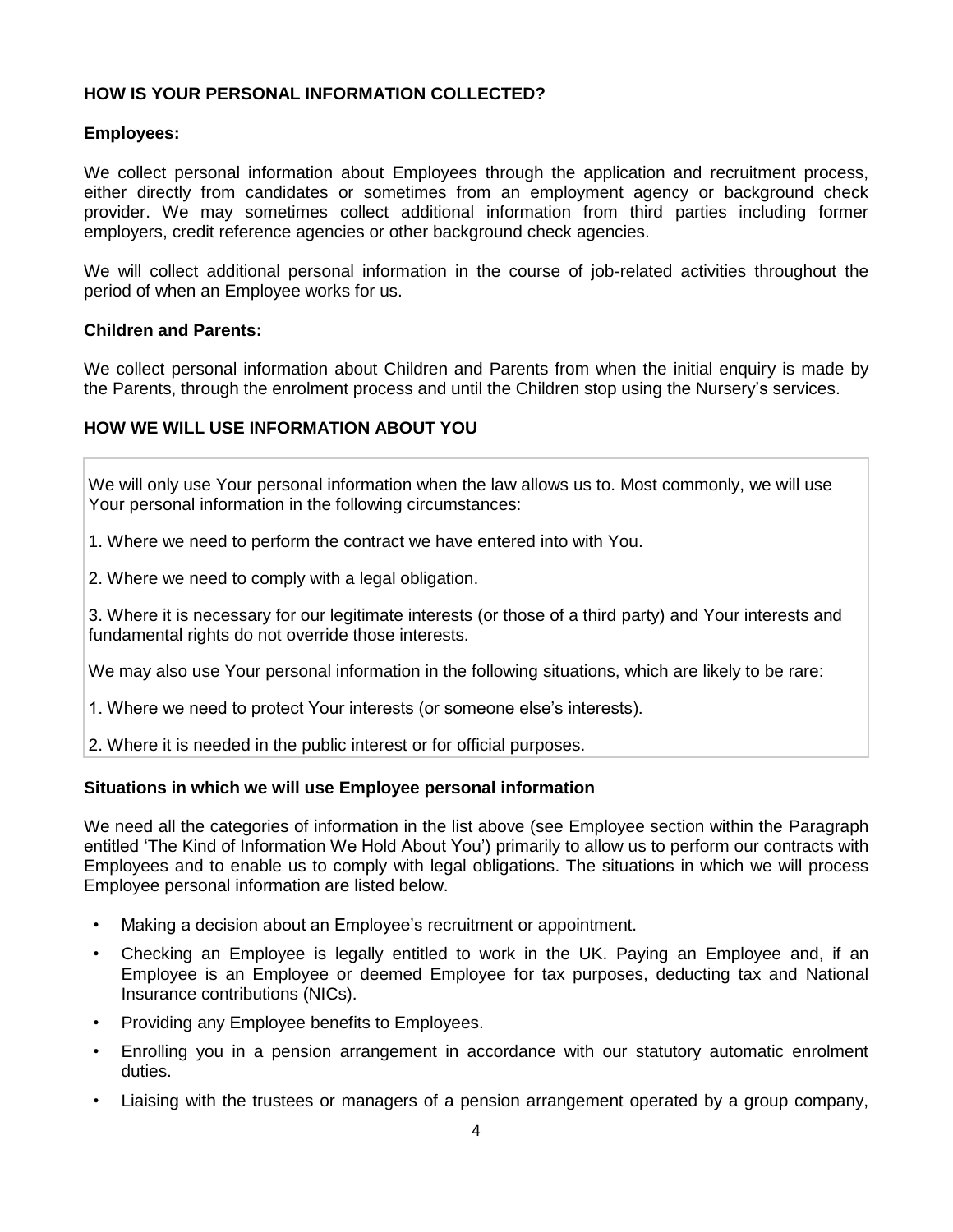**HOW IS YOUR PERSONAL INFORMATION COLLECTED?**

**Employees:**

We collect personal information about Employees through the application and recruitment process, either directly from candidates or sometimes from an employment agency or background check provider. We may sometimes collect additional information from third parties including former employers, credit reference agencies or other background check agencies.

We will collect additional personal information in the course of job-related activities throughout the period of when an Employee works for us.

**Children and Parents:**

We collect personal information about Children and Parents from when the initial enquiry is made by the Parents, through the enrolment process and until the Children stop using the Nursery's services.

**HOW WE WILL USE INFORMATION ABOUT YOU**

We will only use Your personal information when the law allows us to. Most commonly, we will use Your personal information in the following circumstances:

1. Where we need to perform the contract we have entered into with You.

2. Where we need to comply with a legal obligation.

3. Where it is necessary for our legitimate interests (or those of a third party) and Your interests and fundamental rights do not override those interests.

We may also use Your personal information in the following situations, which are likely to be rare:

1. Where we need to protect Your interests (or someone else's interests).

2. Where it is needed in the public interest or for official purposes.

**Situations in which we will use Employee personal information**

We need all the categories of information in the list above (see Employee section within the Paragraph entitled 'The Kind of Information We Hold About You') primarily to allow us to perform our contracts with Employees and to enable us to comply with legal obligations. The situations in which we will process Employee personal information are listed below.

- Making a decision about an Employee's recruitment or appointment.
- Checking an Employee is legally entitled to work in the UK. Paying an Employee and, if an Employee is an Employee or deemed Employee for tax purposes, deducting tax and National Insurance contributions (NICs).
- Providing any Employee benefits to Employees.
- Enrolling you in a pension arrangement in accordance with our statutory automatic enrolment duties.
- Liaising with the trustees or managers of a pension arrangement operated by a group company,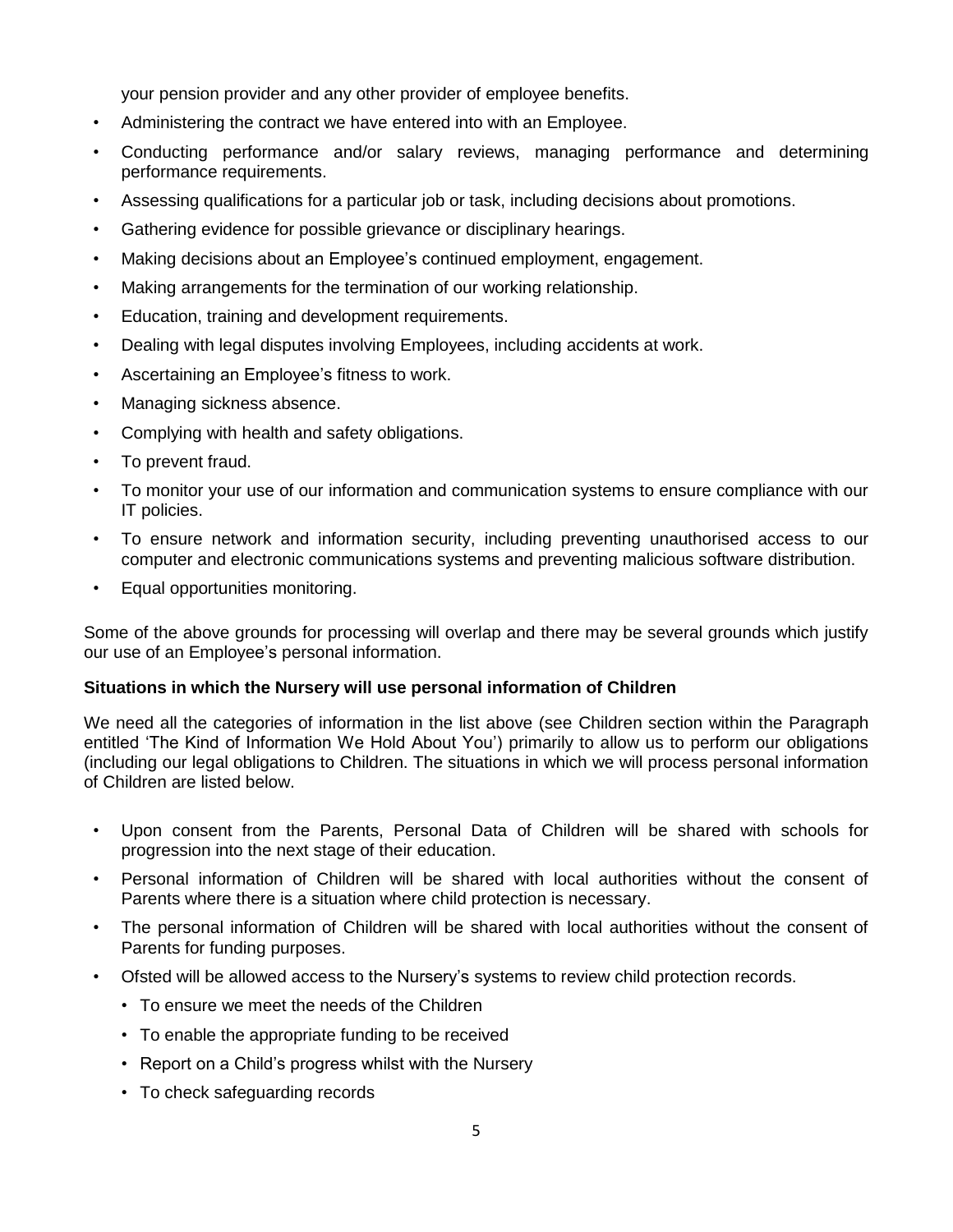your pension provider and any other provider of employee benefits.

- Administering the contract we have entered into with an Employee.
- Conducting performance and/or salary reviews, managing performance and determining performance requirements.
- Assessing qualifications for a particular job or task, including decisions about promotions.
- Gathering evidence for possible grievance or disciplinary hearings.
- Making decisions about an Employee's continued employment, engagement.
- Making arrangements for the termination of our working relationship.
- Education, training and development requirements.
- Dealing with legal disputes involving Employees, including accidents at work.
- Ascertaining an Employee's fitness to work.
- Managing sickness absence.
- Complying with health and safety obligations.
- To prevent fraud.
- To monitor your use of our information and communication systems to ensure compliance with our IT policies.
- To ensure network and information security, including preventing unauthorised access to our computer and electronic communications systems and preventing malicious software distribution.
- Equal opportunities monitoring.

Some of the above grounds for processing will overlap and there may be several grounds which justify our use of an Employee's personal information.

**Situations in which the Nursery will use personal information of Children**

We need all the categories of information in the list above (see Children section within the Paragraph entitled 'The Kind of Information We Hold About You') primarily to allow us to perform our obligations (including our legal obligations to Children. The situations in which we will process personal information of Children are listed below.

- Upon consent from the Parents, Personal Data of Children will be shared with schools for progression into the next stage of their education.
- Personal information of Children will be shared with local authorities without the consent of Parents where there is a situation where child protection is necessary.
- The personal information of Children will be shared with local authorities without the consent of Parents for funding purposes.
- Ofsted will be allowed access to the Nursery's systems to review child protection records.
  - To ensure we meet the needs of the Children
  - To enable the appropriate funding to be received
  - Report on a Child's progress whilst with the Nursery
  - To check safeguarding records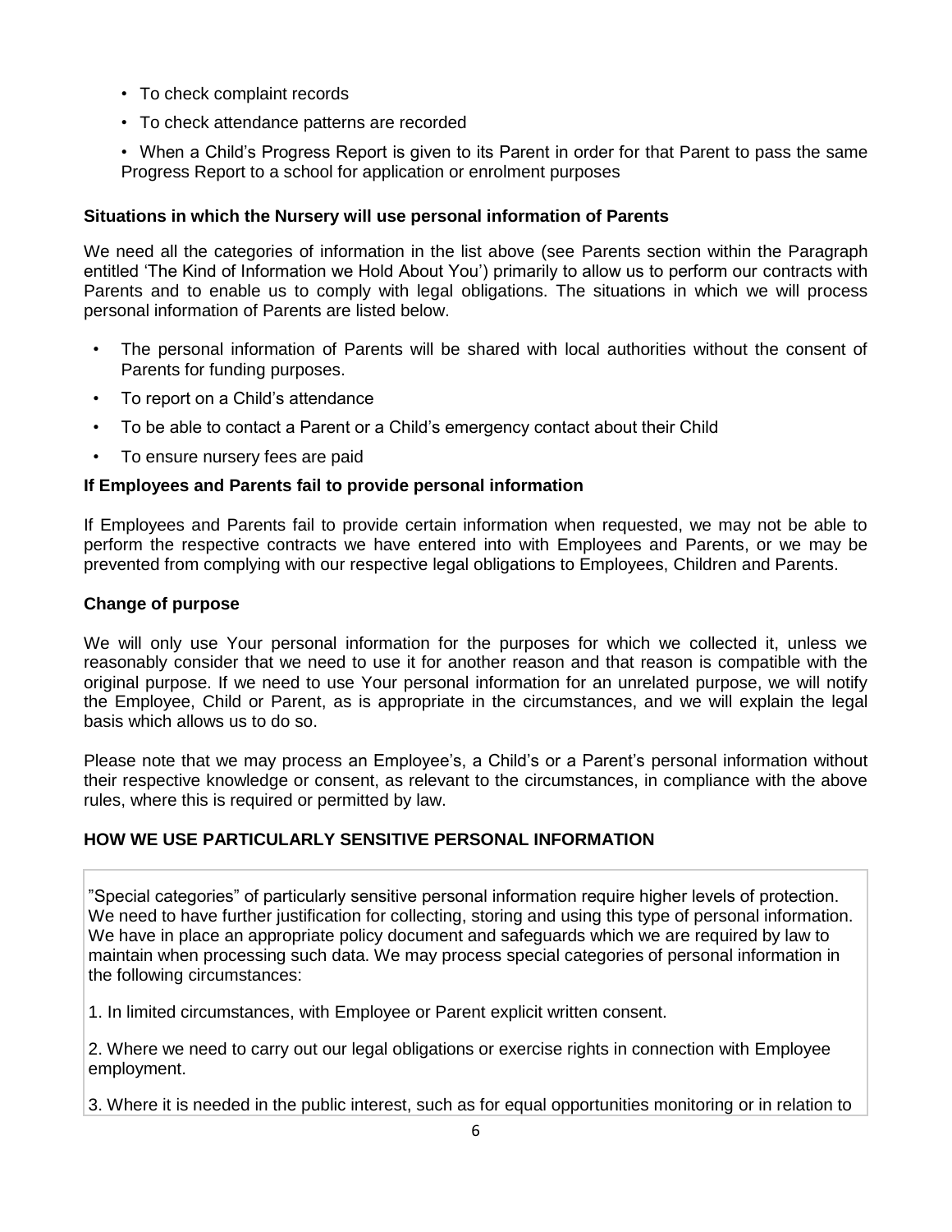- To check complaint records
- To check attendance patterns are recorded
- When a Child's Progress Report is given to its Parent in order for that Parent to pass the same Progress Report to a school for application or enrolment purposes

**Situations in which the Nursery will use personal information of Parents**

We need all the categories of information in the list above (see Parents section within the Paragraph entitled 'The Kind of Information we Hold About You') primarily to allow us to perform our contracts with Parents and to enable us to comply with legal obligations. The situations in which we will process personal information of Parents are listed below.

- The personal information of Parents will be shared with local authorities without the consent of Parents for funding purposes.
- To report on a Child's attendance
- To be able to contact a Parent or a Child's emergency contact about their Child
- To ensure nursery fees are paid

**If Employees and Parents fail to provide personal information**

If Employees and Parents fail to provide certain information when requested, we may not be able to perform the respective contracts we have entered into with Employees and Parents, or we may be prevented from complying with our respective legal obligations to Employees, Children and Parents.

**Change of purpose**

We will only use Your personal information for the purposes for which we collected it, unless we reasonably consider that we need to use it for another reason and that reason is compatible with the original purpose. If we need to use Your personal information for an unrelated purpose, we will notify the Employee, Child or Parent, as is appropriate in the circumstances, and we will explain the legal basis which allows us to do so.

Please note that we may process an Employee's, a Child's or a Parent's personal information without their respective knowledge or consent, as relevant to the circumstances, in compliance with the above rules, where this is required or permitted by law.

**HOW WE USE PARTICULARLY SENSITIVE PERSONAL INFORMATION**

"Special categories" of particularly sensitive personal information require higher levels of protection. We need to have further justification for collecting, storing and using this type of personal information. We have in place an appropriate policy document and safeguards which we are required by law to maintain when processing such data. We may process special categories of personal information in the following circumstances:

1. In limited circumstances, with Employee or Parent explicit written consent.

2. Where we need to carry out our legal obligations or exercise rights in connection with Employee employment.

3. Where it is needed in the public interest, such as for equal opportunities monitoring or in relation to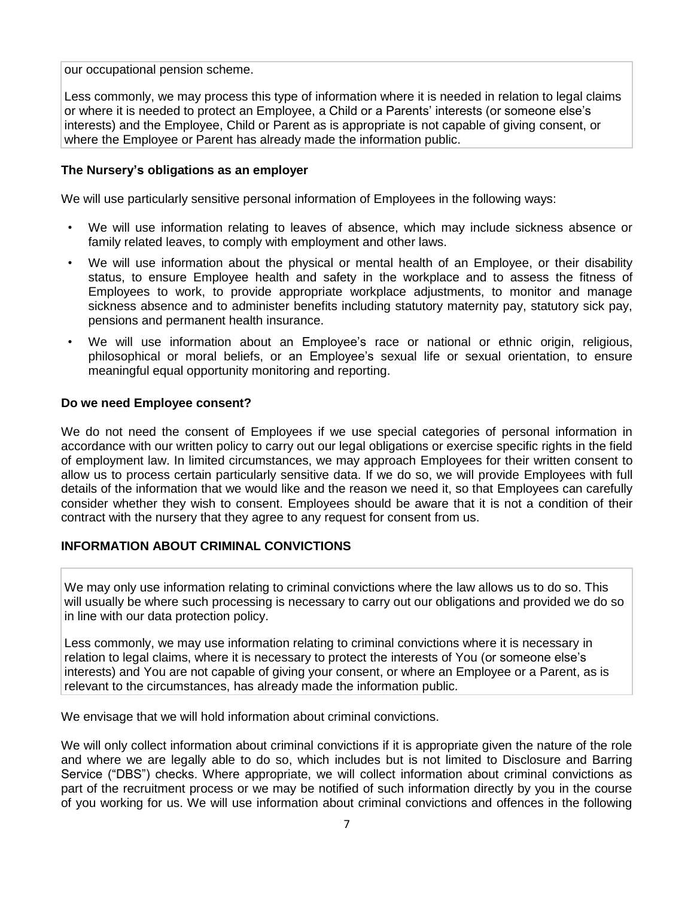our occupational pension scheme.

Less commonly, we may process this type of information where it is needed in relation to legal claims or where it is needed to protect an Employee, a Child or a Parents' interests (or someone else's interests) and the Employee, Child or Parent as is appropriate is not capable of giving consent, or where the Employee or Parent has already made the information public.

**The Nursery's obligations as an employer**

We will use particularly sensitive personal information of Employees in the following ways:

- We will use information relating to leaves of absence, which may include sickness absence or family related leaves, to comply with employment and other laws.
- We will use information about the physical or mental health of an Employee, or their disability status, to ensure Employee health and safety in the workplace and to assess the fitness of Employees to work, to provide appropriate workplace adjustments, to monitor and manage sickness absence and to administer benefits including statutory maternity pay, statutory sick pay, pensions and permanent health insurance.
- We will use information about an Employee's race or national or ethnic origin, religious, philosophical or moral beliefs, or an Employee's sexual life or sexual orientation, to ensure meaningful equal opportunity monitoring and reporting.

**Do we need Employee consent?**

We do not need the consent of Employees if we use special categories of personal information in accordance with our written policy to carry out our legal obligations or exercise specific rights in the field of employment law. In limited circumstances, we may approach Employees for their written consent to allow us to process certain particularly sensitive data. If we do so, we will provide Employees with full details of the information that we would like and the reason we need it, so that Employees can carefully consider whether they wish to consent. Employees should be aware that it is not a condition of their contract with the nursery that they agree to any request for consent from us.

**INFORMATION ABOUT CRIMINAL CONVICTIONS**

We may only use information relating to criminal convictions where the law allows us to do so. This will usually be where such processing is necessary to carry out our obligations and provided we do so in line with our data protection policy.

Less commonly, we may use information relating to criminal convictions where it is necessary in relation to legal claims, where it is necessary to protect the interests of You (or someone else's interests) and You are not capable of giving your consent, or where an Employee or a Parent, as is relevant to the circumstances, has already made the information public.

We envisage that we will hold information about criminal convictions.

We will only collect information about criminal convictions if it is appropriate given the nature of the role and where we are legally able to do so, which includes but is not limited to Disclosure and Barring Service ("DBS") checks. Where appropriate, we will collect information about criminal convictions as part of the recruitment process or we may be notified of such information directly by you in the course of you working for us. We will use information about criminal convictions and offences in the following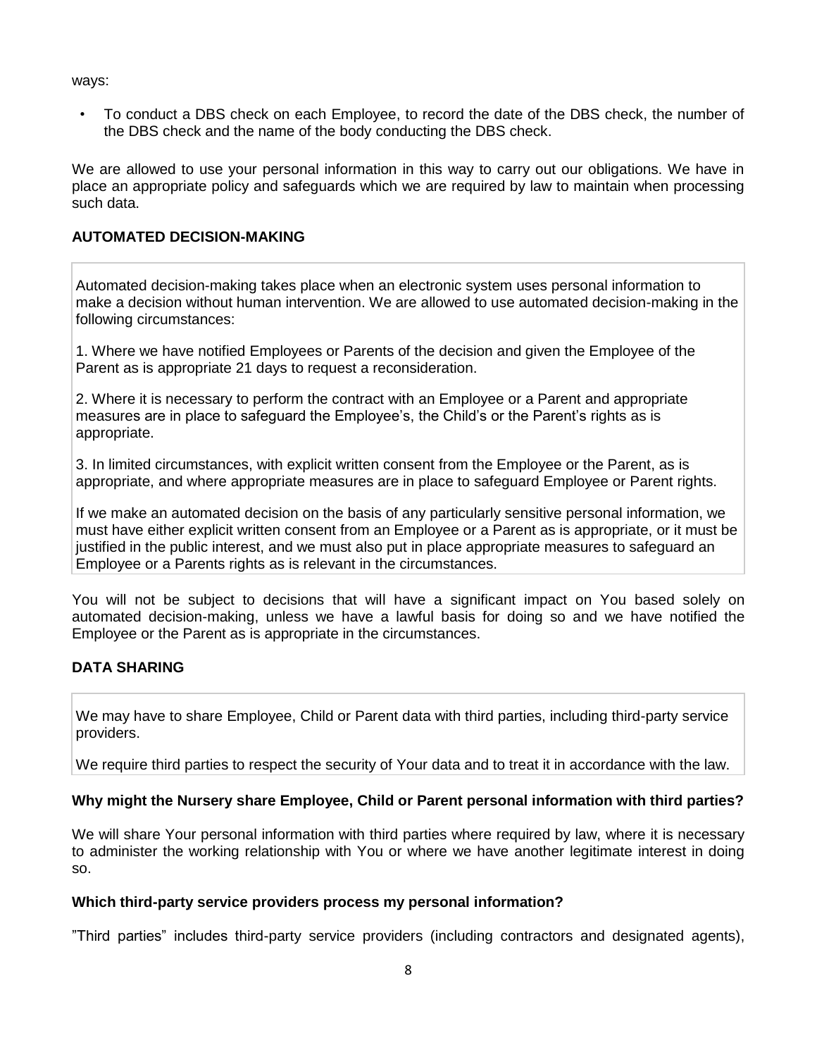ways:

- To conduct a DBS check on each Employee, to record the date of the DBS check, the number of the DBS check and the name of the body conducting the DBS check.

We are allowed to use your personal information in this way to carry out our obligations. We have in place an appropriate policy and safeguards which we are required by law to maintain when processing such data.

## AUTOMATED DECISION-MAKING

Automated decision-making takes place when an electronic system uses personal information to make a decision without human intervention. We are allowed to use automated decision-making in the following circumstances:

1. Where we have notified Employees or Parents of the decision and given the Employee of the Parent as is appropriate 21 days to request a reconsideration.

2. Where it is necessary to perform the contract with an Employee or a Parent and appropriate measures are in place to safeguard the Employee's, the Child's or the Parent's rights as is appropriate.

3. In limited circumstances, with explicit written consent from the Employee or the Parent, as is appropriate, and where appropriate measures are in place to safeguard Employee or Parent rights.

If we make an automated decision on the basis of any particularly sensitive personal information, we must have either explicit written consent from an Employee or a Parent as is appropriate, or it must be justified in the public interest, and we must also put in place appropriate measures to safeguard an Employee or a Parents rights as is relevant in the circumstances.

You will not be subject to decisions that will have a significant impact on You based solely on automated decision-making, unless we have a lawful basis for doing so and we have notified the Employee or the Parent as is appropriate in the circumstances.

## DATA SHARING

We may have to share Employee, Child or Parent data with third parties, including third-party service providers.

We require third parties to respect the security of Your data and to treat it in accordance with the law.

### Why might the Nursery share Employee, Child or Parent personal information with third parties?

We will share Your personal information with third parties where required by law, where it is necessary to administer the working relationship with You or where we have another legitimate interest in doing so.

### Which third-party service providers process my personal information?

"Third parties" includes third-party service providers (including contractors and designated agents),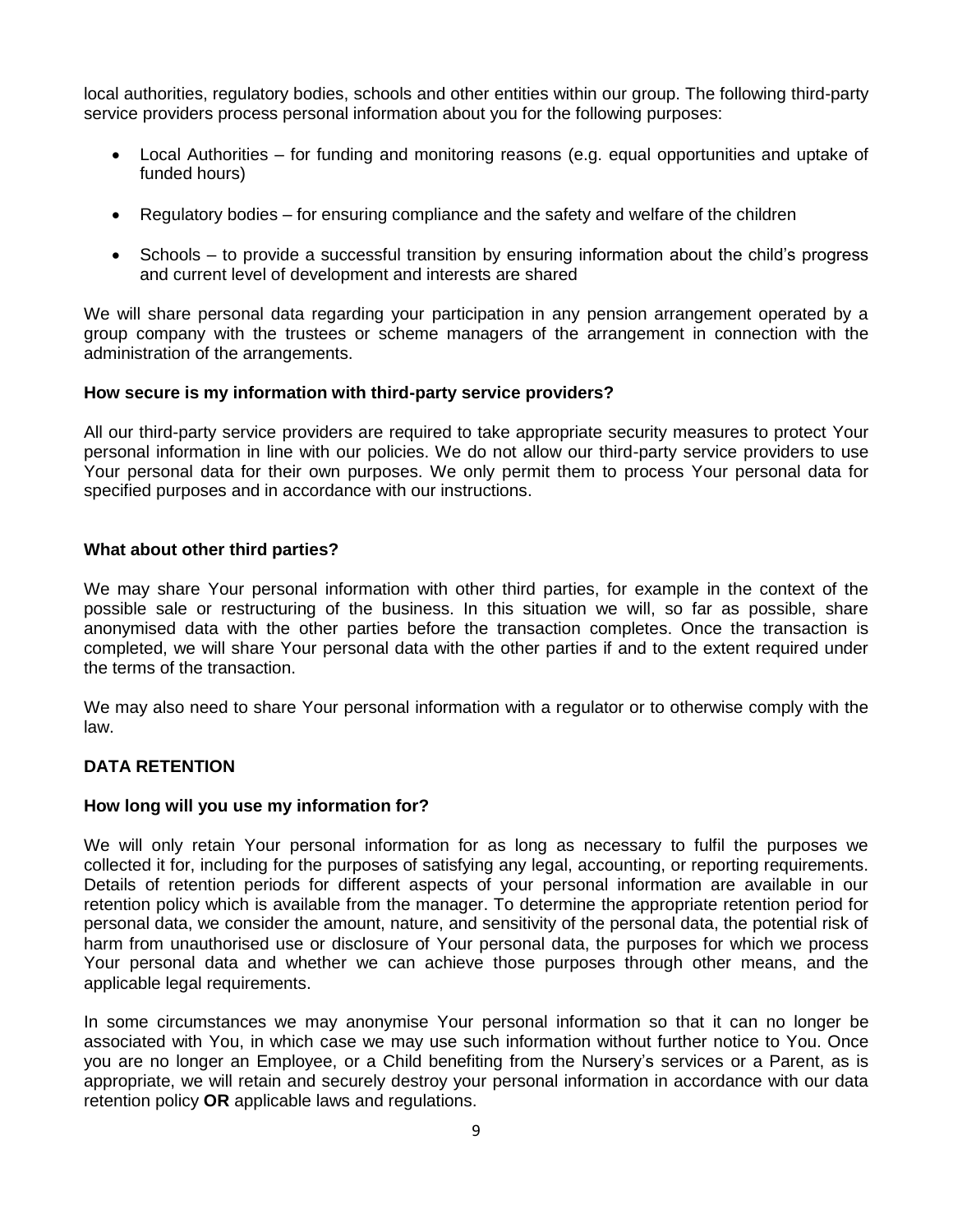local authorities, regulatory bodies, schools and other entities within our group. The following third-party service providers process personal information about you for the following purposes:

- Local Authorities – for funding and monitoring reasons (e.g. equal opportunities and uptake of funded hours)
- Regulatory bodies – for ensuring compliance and the safety and welfare of the children
- Schools – to provide a successful transition by ensuring information about the child's progress and current level of development and interests are shared

We will share personal data regarding your participation in any pension arrangement operated by a group company with the trustees or scheme managers of the arrangement in connection with the administration of the arrangements.

**How secure is my information with third-party service providers?**

All our third-party service providers are required to take appropriate security measures to protect Your personal information in line with our policies. We do not allow our third-party service providers to use Your personal data for their own purposes. We only permit them to process Your personal data for specified purposes and in accordance with our instructions.

**What about other third parties?**

We may share Your personal information with other third parties, for example in the context of the possible sale or restructuring of the business. In this situation we will, so far as possible, share anonymised data with the other parties before the transaction completes. Once the transaction is completed, we will share Your personal data with the other parties if and to the extent required under the terms of the transaction.

We may also need to share Your personal information with a regulator or to otherwise comply with the law.

**DATA RETENTION**

**How long will you use my information for?**

We will only retain Your personal information for as long as necessary to fulfil the purposes we collected it for, including for the purposes of satisfying any legal, accounting, or reporting requirements. Details of retention periods for different aspects of your personal information are available in our retention policy which is available from the manager. To determine the appropriate retention period for personal data, we consider the amount, nature, and sensitivity of the personal data, the potential risk of harm from unauthorised use or disclosure of Your personal data, the purposes for which we process Your personal data and whether we can achieve those purposes through other means, and the applicable legal requirements.

In some circumstances we may anonymise Your personal information so that it can no longer be associated with You, in which case we may use such information without further notice to You. Once you are no longer an Employee, or a Child benefiting from the Nursery's services or a Parent, as is appropriate, we will retain and securely destroy your personal information in accordance with our data retention policy **OR** applicable laws and regulations.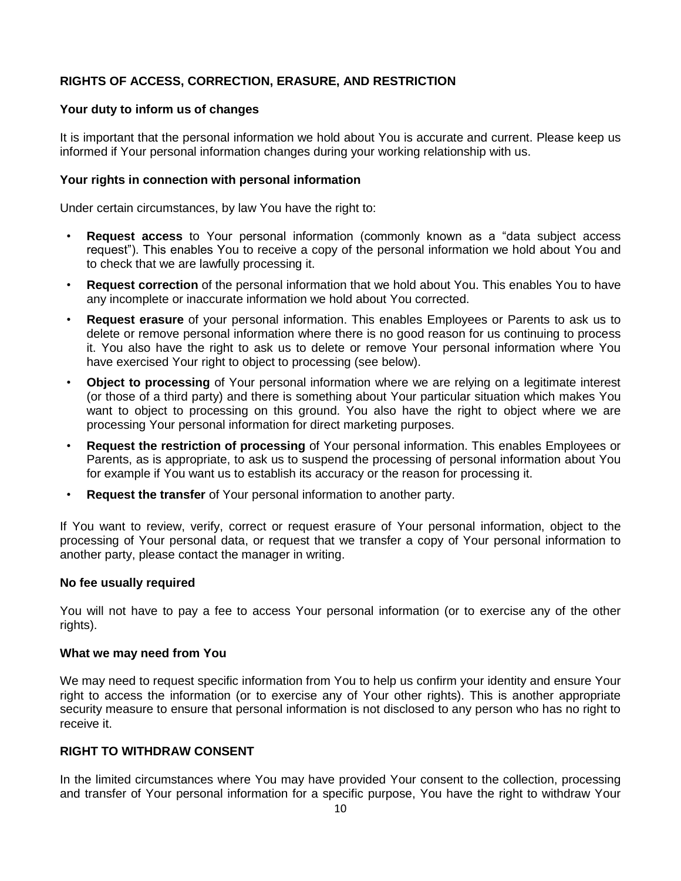## RIGHTS OF ACCESS, CORRECTION, ERASURE, AND RESTRICTION

### Your duty to inform us of changes

It is important that the personal information we hold about You is accurate and current. Please keep us informed if Your personal information changes during your working relationship with us.

### Your rights in connection with personal information

Under certain circumstances, by law You have the right to:

- **Request access** to Your personal information (commonly known as a "data subject access request"). This enables You to receive a copy of the personal information we hold about You and to check that we are lawfully processing it.
- **Request correction** of the personal information that we hold about You. This enables You to have any incomplete or inaccurate information we hold about You corrected.
- **Request erasure** of your personal information. This enables Employees or Parents to ask us to delete or remove personal information where there is no good reason for us continuing to process it. You also have the right to ask us to delete or remove Your personal information where You have exercised Your right to object to processing (see below).
- **Object to processing** of Your personal information where we are relying on a legitimate interest (or those of a third party) and there is something about Your particular situation which makes You want to object to processing on this ground. You also have the right to object where we are processing Your personal information for direct marketing purposes.
- **Request the restriction of processing** of Your personal information. This enables Employees or Parents, as is appropriate, to ask us to suspend the processing of personal information about You for example if You want us to establish its accuracy or the reason for processing it.
- **Request the transfer** of Your personal information to another party.

If You want to review, verify, correct or request erasure of Your personal information, object to the processing of Your personal data, or request that we transfer a copy of Your personal information to another party, please contact the manager in writing.

### No fee usually required

You will not have to pay a fee to access Your personal information (or to exercise any of the other rights).

### What we may need from You

We may need to request specific information from You to help us confirm your identity and ensure Your right to access the information (or to exercise any of Your other rights). This is another appropriate security measure to ensure that personal information is not disclosed to any person who has no right to receive it.

## RIGHT TO WITHDRAW CONSENT

In the limited circumstances where You may have provided Your consent to the collection, processing and transfer of Your personal information for a specific purpose, You have the right to withdraw Your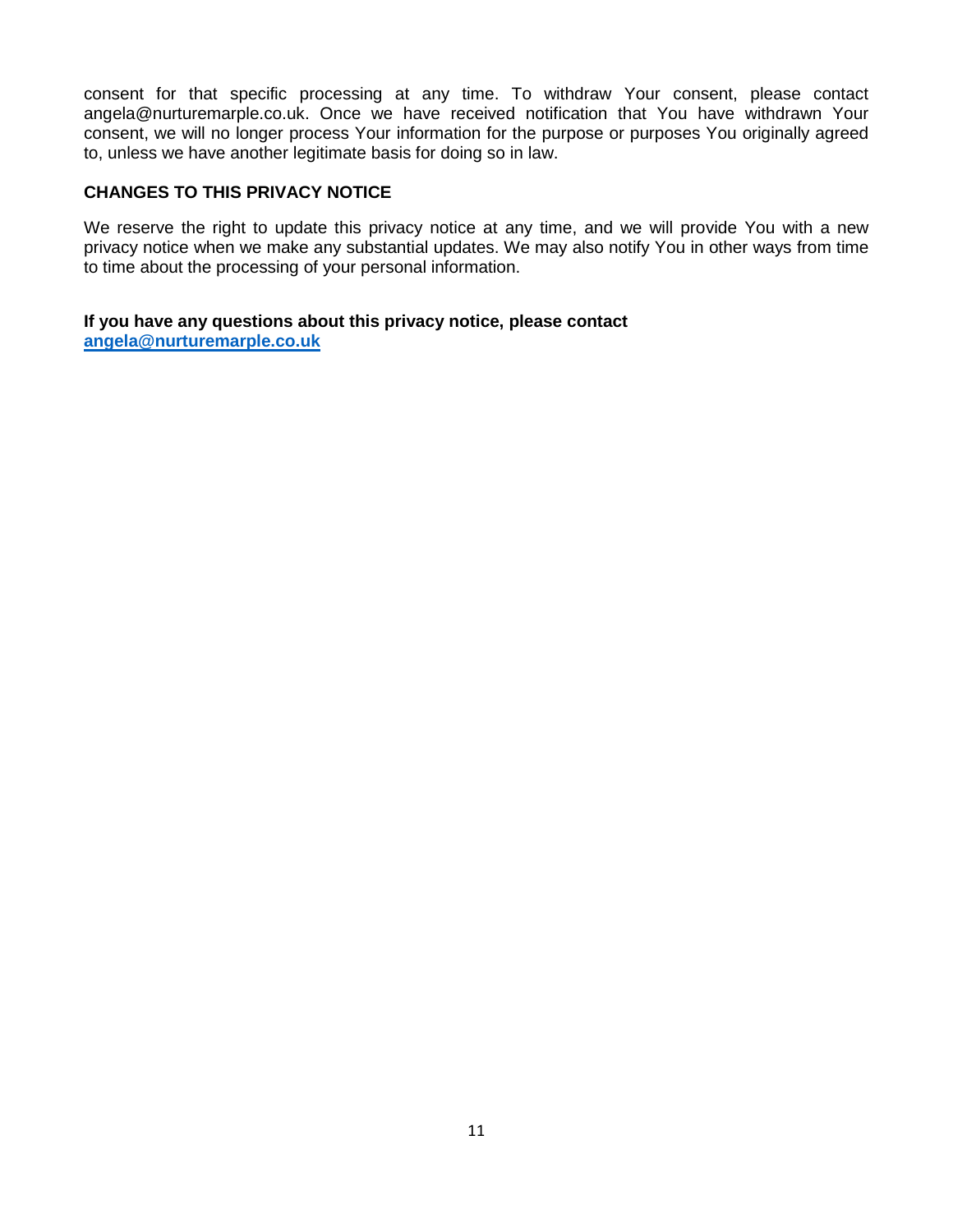consent for that specific processing at any time. To withdraw Your consent, please contact angela@nurturemarple.co.uk. Once we have received notification that You have withdrawn Your consent, we will no longer process Your information for the purpose or purposes You originally agreed to, unless we have another legitimate basis for doing so in law.

## CHANGES TO THIS PRIVACY NOTICE

We reserve the right to update this privacy notice at any time, and we will provide You with a new privacy notice when we make any substantial updates. We may also notify You in other ways from time to time about the processing of your personal information.

**If you have any questions about this privacy notice, please contact**
**angela@nurturemarple.co.uk**